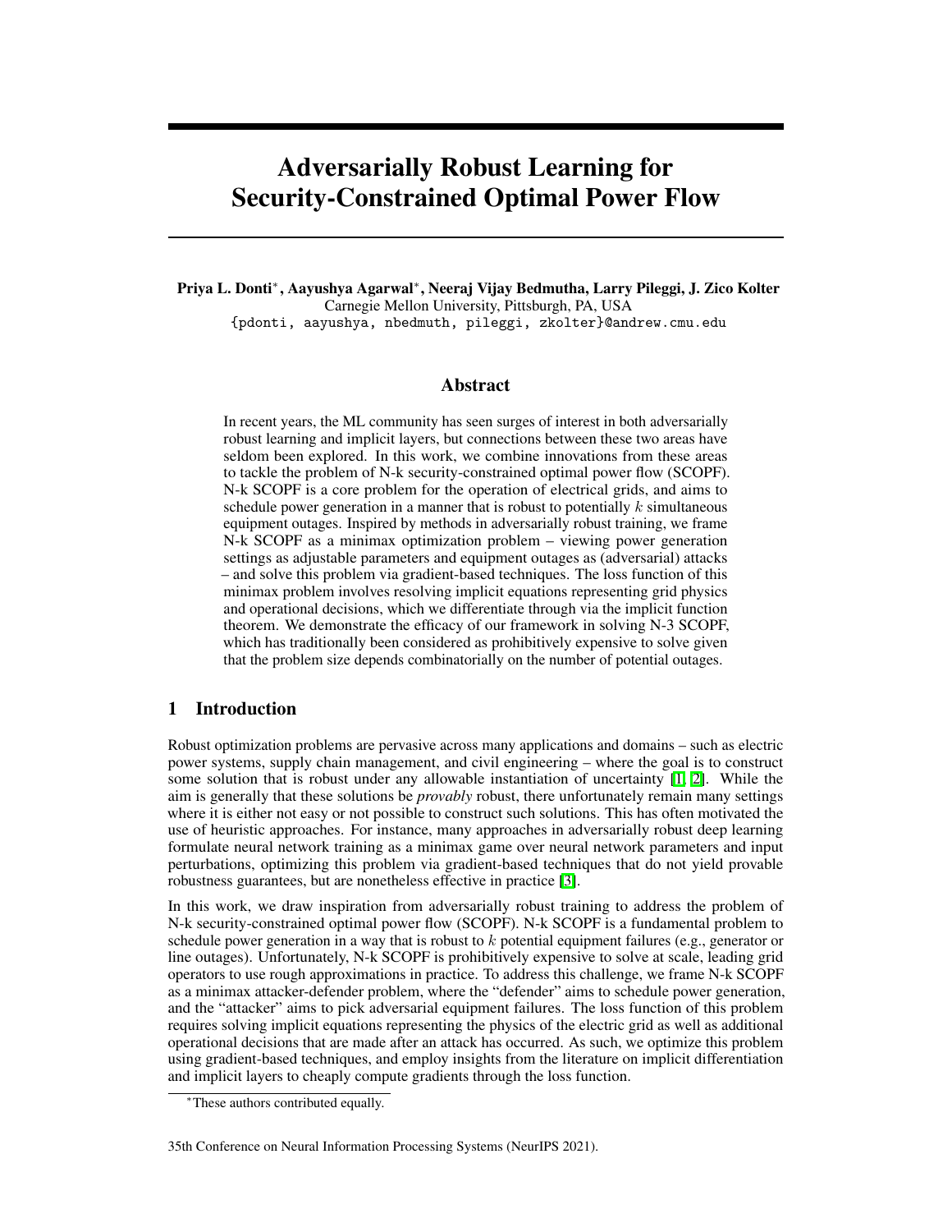# Adversarially Robust Learning for Security-Constrained Optimal Power Flow

**Priya L. Donti***, **Aayushya Agarwal***, **Neeraj Vijay Bedmutha**, **Larry Pileggi**, **J. Zico Kolter**
Carnegie Mellon University, Pittsburgh, PA, USA
{pdonti, aayushya, nbedmuth, pileggi, zkolter}@andrew.cmu.edu

## Abstract

In recent years, the ML community has seen surges of interest in both adversarially robust learning and implicit layers, but connections between these two areas have seldom been explored. In this work, we combine innovations from these areas to tackle the problem of N-k security-constrained optimal power flow (SCOPF). N-k SCOPF is a core problem for the operation of electrical grids, and aims to schedule power generation in a manner that is robust to potentially $k$ simultaneous equipment outages. Inspired by methods in adversarially robust training, we frame N-k SCOPF as a minimax optimization problem – viewing power generation settings as adjustable parameters and equipment outages as (adversarial) attacks – and solve this problem via gradient-based techniques. The loss function of this minimax problem involves resolving implicit equations representing grid physics and operational decisions, which we differentiate through via the implicit function theorem. We demonstrate the efficacy of our framework in solving N-3 SCOPF, which has traditionally been considered as prohibitively expensive to solve given that the problem size depends combinatorially on the number of potential outages.

## 1 Introduction

Robust optimization problems are pervasive across many applications and domains – such as electric power systems, supply chain management, and civil engineering – where the goal is to construct some solution that is robust under any allowable instantiation of uncertainty [1, 2]. While the aim is generally that these solutions be *provably* robust, there unfortunately remain many settings where it is either not easy or not possible to construct such solutions. This has often motivated the use of heuristic approaches. For instance, many approaches in adversarially robust deep learning formulate neural network training as a minimax game over neural network parameters and input perturbations, optimizing this problem via gradient-based techniques that do not yield provable robustness guarantees, but are nonetheless effective in practice [3].

In this work, we draw inspiration from adversarially robust training to address the problem of N-k security-constrained optimal power flow (SCOPF). N-k SCOPF is a fundamental problem to schedule power generation in a way that is robust to $k$ potential equipment failures (e.g., generator or line outages). Unfortunately, N-k SCOPF is prohibitively expensive to solve at scale, leading grid operators to use rough approximations in practice. To address this challenge, we frame N-k SCOPF as a minimax attacker-defender problem, where the "defender" aims to schedule power generation, and the "attacker" aims to pick adversarial equipment failures. The loss function of this problem requires solving implicit equations representing the physics of the electric grid as well as additional operational decisions that are made after an attack has occurred. As such, we optimize this problem using gradient-based techniques, and employ insights from the literature on implicit differentiation and implicit layers to cheaply compute gradients through the loss function.

*These authors contributed equally.

35th Conference on Neural Information Processing Systems (NeurIPS 2021).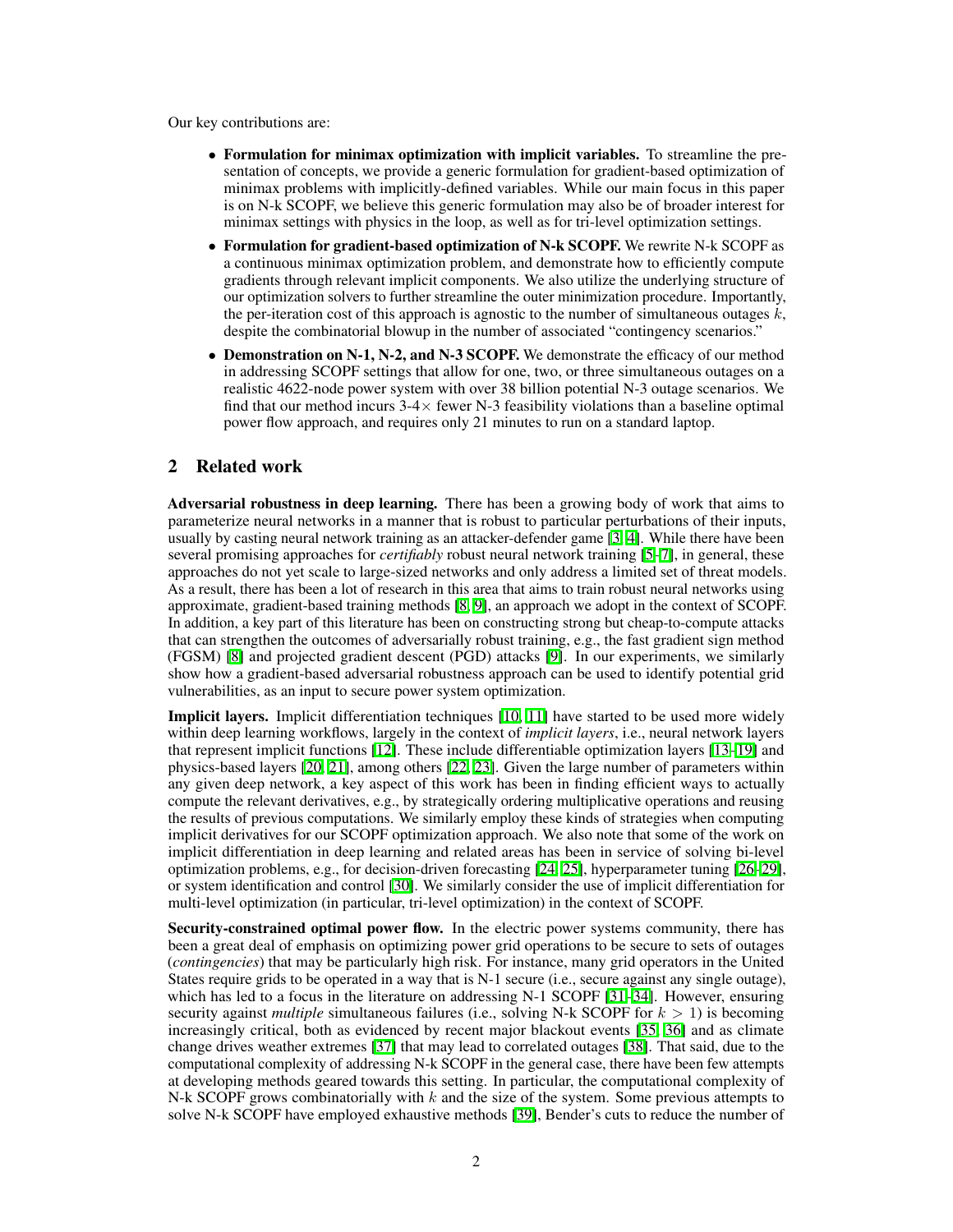Our key contributions are:

- **Formulation for minimax optimization with implicit variables.** To streamline the presentation of concepts, we provide a generic formulation for gradient-based optimization of minimax problems with implicitly-defined variables. While our main focus in this paper is on N-k SCOPF, we believe this generic formulation may also be of broader interest for minimax settings with physics in the loop, as well as for tri-level optimization settings.
- **Formulation for gradient-based optimization of N-k SCOPF.** We rewrite N-k SCOPF as a continuous minimax optimization problem, and demonstrate how to efficiently compute gradients through relevant implicit components. We also utilize the underlying structure of our optimization solvers to further streamline the outer minimization procedure. Importantly, the per-iteration cost of this approach is agnostic to the number of simultaneous outages $k$, despite the combinatorial blowup in the number of associated "contingency scenarios."
- **Demonstration on N-1, N-2, and N-3 SCOPF.** We demonstrate the efficacy of our method in addressing SCOPF settings that allow for one, two, or three simultaneous outages on a realistic 4622-node power system with over 38 billion potential N-3 outage scenarios. We find that our method incurs 3-4$\times$ fewer N-3 feasibility violations than a baseline optimal power flow approach, and requires only 21 minutes to run on a standard laptop.

## 2 Related work

**Adversarial robustness in deep learning.** There has been a growing body of work that aims to parameterize neural networks in a manner that is robust to particular perturbations of their inputs, usually by casting neural network training as an attacker-defender game [3, 4]. While there have been several promising approaches for *certifiably* robust neural network training [5–7], in general, these approaches do not yet scale to large-sized networks and only address a limited set of threat models. As a result, there has been a lot of research in this area that aims to train robust neural networks using approximate, gradient-based training methods [8, 9], an approach we adopt in the context of SCOPF. In addition, a key part of this literature has been on constructing strong but cheap-to-compute attacks that can strengthen the outcomes of adversarially robust training, e.g., the fast gradient sign method (FGSM) [8] and projected gradient descent (PGD) attacks [9]. In our experiments, we similarly show how a gradient-based adversarial robustness approach can be used to identify potential grid vulnerabilities, as an input to secure power system optimization.

**Implicit layers.** Implicit differentiation techniques [10, 11] have started to be used more widely within deep learning workflows, largely in the context of *implicit layers*, i.e., neural network layers that represent implicit functions [12]. These include differentiable optimization layers [13–19] and physics-based layers [20, 21], among others [22, 23]. Given the large number of parameters within any given deep network, a key aspect of this work has been in finding efficient ways to actually compute the relevant derivatives, e.g., by strategically ordering multiplicative operations and reusing the results of previous computations. We similarly employ these kinds of strategies when computing implicit derivatives for our SCOPF optimization approach. We also note that some of the work on implicit differentiation in deep learning and related areas has been in service of solving bi-level optimization problems, e.g., for decision-driven forecasting [24, 25], hyperparameter tuning [26–29], or system identification and control [30]. We similarly consider the use of implicit differentiation for multi-level optimization (in particular, tri-level optimization) in the context of SCOPF.

**Security-constrained optimal power flow.** In the electric power systems community, there has been a great deal of emphasis on optimizing power grid operations to be secure to sets of outages (*contingencies*) that may be particularly high risk. For instance, many grid operators in the United States require grids to be operated in a way that is N-1 secure (i.e., secure against any single outage), which has led to a focus in the literature on addressing N-1 SCOPF [31–34]. However, ensuring security against *multiple* simultaneous failures (i.e., solving N-k SCOPF for $k > 1$) is becoming increasingly critical, both as evidenced by recent major blackout events [35, 36] and as climate change drives weather extremes [37] that may lead to correlated outages [38]. That said, due to the computational complexity of addressing N-k SCOPF in the general case, there have been few attempts at developing methods geared towards this setting. In particular, the computational complexity of N-k SCOPF grows combinatorially with $k$ and the size of the system. Some previous attempts to solve N-k SCOPF have employed exhaustive methods [39], Bender's cuts to reduce the number of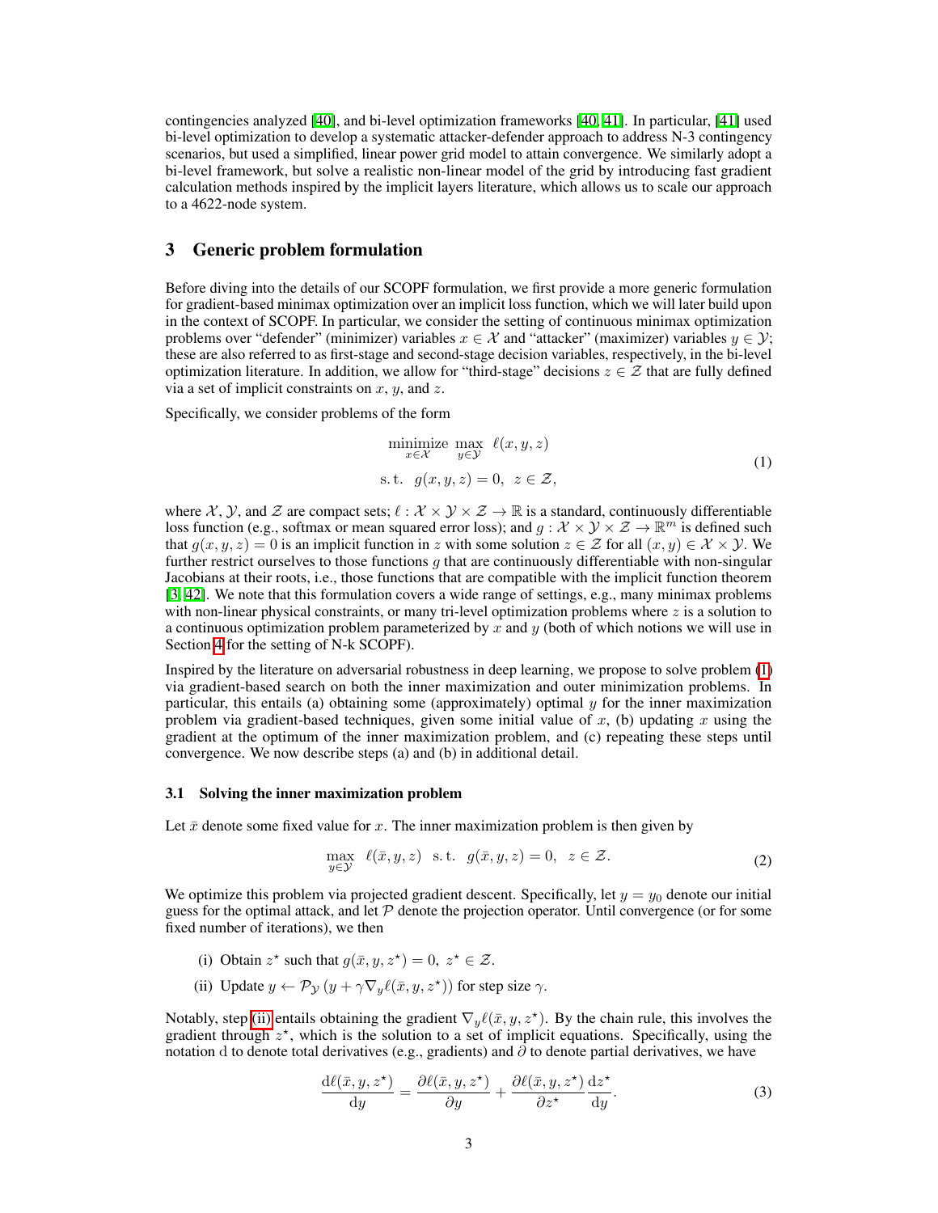contingencies analyzed [40], and bi-level optimization frameworks [40, 41]. In particular, [41] used bi-level optimization to develop a systematic attacker-defender approach to address N-3 contingency scenarios, but used a simplified, linear power grid model to attain convergence. We similarly adopt a bi-level framework, but solve a realistic non-linear model of the grid by introducing fast gradient calculation methods inspired by the implicit layers literature, which allows us to scale our approach to a 4622-node system.

## 3 Generic problem formulation

Before diving into the details of our SCOPF formulation, we first provide a more generic formulation for gradient-based minimax optimization over an implicit loss function, which we will later build upon in the context of SCOPF. In particular, we consider the setting of continuous minimax optimization problems over "defender" (minimizer) variables $x \in \mathcal{X}$ and "attacker" (maximizer) variables $y \in \mathcal{Y}$; these are also referred to as first-stage and second-stage decision variables, respectively, in the bi-level optimization literature. In addition, we allow for "third-stage" decisions $z \in \mathcal{Z}$ that are fully defined via a set of implicit constraints on $x$, $y$, and $z$.

Specifically, we consider problems of the form

$$
\begin{aligned}
&\underset{x \in \mathcal{X}}{\text{minimize}} \ \max_{y \in \mathcal{Y}} \ \ell(x, y, z) \\
&\text{s.t.} \ \ g(x, y, z) = 0, \ z \in \mathcal{Z},
\end{aligned}
\tag{1}
$$

where $\mathcal{X}$, $\mathcal{Y}$, and $\mathcal{Z}$ are compact sets; $\ell : \mathcal{X} \times \mathcal{Y} \times \mathcal{Z} \to \mathbb{R}$ is a standard, continuously differentiable loss function (e.g., softmax or mean squared error loss); and $g : \mathcal{X} \times \mathcal{Y} \times \mathcal{Z} \to \mathbb{R}^m$ is defined such that $g(x, y, z) = 0$ is an implicit function in $z$ with some solution $z \in \mathcal{Z}$ for all $(x, y) \in \mathcal{X} \times \mathcal{Y}$. We further restrict ourselves to those functions $g$ that are continuously differentiable with non-singular Jacobians at their roots, i.e., those functions that are compatible with the implicit function theorem [3, 42]. We note that this formulation covers a wide range of settings, e.g., many minimax problems with non-linear physical constraints, or many tri-level optimization problems where $z$ is a solution to a continuous optimization problem parameterized by $x$ and $y$ (both of which notions we will use in Section 4 for the setting of N-k SCOPF).

Inspired by the literature on adversarial robustness in deep learning, we propose to solve problem (1) via gradient-based search on both the inner maximization and outer minimization problems. In particular, this entails (a) obtaining some (approximately) optimal $y$ for the inner maximization problem via gradient-based techniques, given some initial value of $x$, (b) updating $x$ using the gradient at the optimum of the inner maximization problem, and (c) repeating these steps until convergence. We now describe steps (a) and (b) in additional detail.

### 3.1 Solving the inner maximization problem

Let $\bar{x}$ denote some fixed value for $x$. The inner maximization problem is then given by

$$
\max_{y \in \mathcal{Y}} \ \ell(\bar{x}, y, z) \ \ \text{s.t.} \ \ g(\bar{x}, y, z) = 0, \ \ z \in \mathcal{Z}.
\tag{2}
$$

We optimize this problem via projected gradient descent. Specifically, let $y = y_0$ denote our initial guess for the optimal attack, and let $\mathcal{P}$ denote the projection operator. Until convergence (or for some fixed number of iterations), we then

(i) Obtain $z^\star$ such that $g(\bar{x}, y, z^\star) = 0, \ z^\star \in \mathcal{Z}$.

(ii) Update $y \leftarrow \mathcal{P}_\mathcal{Y} \left( y + \gamma \nabla_y \ell(\bar{x}, y, z^\star) \right)$ for step size $\gamma$.

Notably, step (ii) entails obtaining the gradient $\nabla_y \ell(\bar{x}, y, z^\star)$. By the chain rule, this involves the gradient through $z^\star$, which is the solution to a set of implicit equations. Specifically, using the notation $\mathrm{d}$ to denote total derivatives (e.g., gradients) and $\partial$ to denote partial derivatives, we have

$$
\frac{\mathrm{d}\ell(\bar{x}, y, z^\star)}{\mathrm{d}y} = \frac{\partial \ell(\bar{x}, y, z^\star)}{\partial y} + \frac{\partial \ell(\bar{x}, y, z^\star)}{\partial z^\star} \frac{\mathrm{d}z^\star}{\mathrm{d}y}.
\tag{3}
$$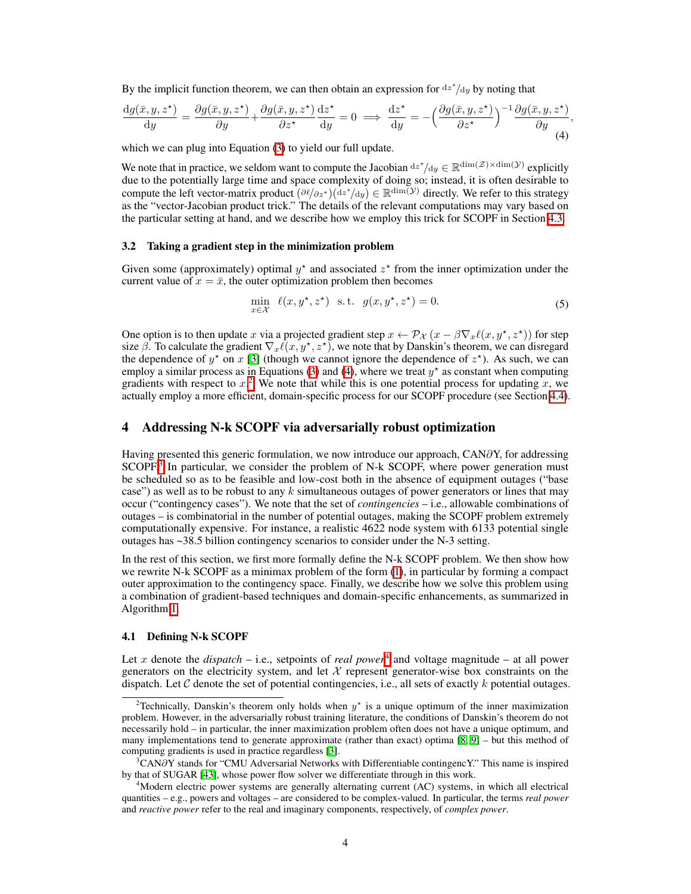By the implicit function theorem, we can then obtain an expression for ${\mathrm{d}z^\star}/{\mathrm{d}y}$ by noting that

$$\frac{\mathrm{d}g(\bar{x}, y, z^\star)}{\mathrm{d}y} = \frac{\partial g(\bar{x}, y, z^\star)}{\partial y} + \frac{\partial g(\bar{x}, y, z^\star)}{\partial z^\star}\frac{\mathrm{d}z^\star}{\mathrm{d}y} = 0 \implies \frac{\mathrm{d}z^\star}{\mathrm{d}y} = -\Big(\frac{\partial g(\bar{x}, y, z^\star)}{\partial z^\star}\Big)^{-1}\frac{\partial g(\bar{x}, y, z^\star)}{\partial y}, \tag{4}$$

which we can plug into Equation (3) to yield our full update.

We note that in practice, we seldom want to compute the Jacobian ${\mathrm{d}z^\star}/{\mathrm{d}y} \in \mathbb{R}^{\dim(\mathcal{Z}) \times \dim(\mathcal{Y})}$ explicitly due to the potentially large time and space complexity of doing so; instead, it is often desirable to compute the left vector-matrix product $({\partial \ell}/{\partial z^\star})({\mathrm{d}z^\star}/{\mathrm{d}y}) \in \mathbb{R}^{\dim(\mathcal{Y})}$ directly. We refer to this strategy as the "vector-Jacobian product trick." The details of the relevant computations may vary based on the particular setting at hand, and we describe how we employ this trick for SCOPF in Section 4.3.

### 3.2 Taking a gradient step in the minimization problem

Given some (approximately) optimal $y^\star$ and associated $z^\star$ from the inner optimization under the current value of $x = \bar{x}$, the outer optimization problem then becomes

$$\min_{x \in \mathcal{X}} \;\; \ell(x, y^\star, z^\star) \;\; \text{s.t.} \;\; g(x, y^\star, z^\star) = 0. \tag{5}$$

One option is to then update $x$ via a projected gradient step $x \leftarrow \mathcal{P}_{\mathcal{X}}\left(x - \beta \nabla_x \ell(x, y^\star, z^\star)\right)$ for step size $\beta$. To calculate the gradient $\nabla_x \ell(x, y^\star, z^\star)$, we note that by Danskin's theorem, we can disregard the dependence of $y^\star$ on $x$ [3] (though we cannot ignore the dependence of $z^\star$). As such, we can employ a similar process as in Equations (3) and (4), where we treat $y^\star$ as constant when computing gradients with respect to $x$.[2] We note that while this is one potential process for updating $x$, we actually employ a more efficient, domain-specific process for our SCOPF procedure (see Section 4.4).

## 4 Addressing N-k SCOPF via adversarially robust optimization

Having presented this generic formulation, we now introduce our approach, CAN∂Y, for addressing SCOPF.[3] In particular, we consider the problem of N-k SCOPF, where power generation must be scheduled so as to be feasible and low-cost both in the absence of equipment outages ("base case") as well as to be robust to any $k$ simultaneous outages of power generators or lines that may occur ("contingency cases"). We note that the set of *contingencies* – i.e., allowable combinations of outages – is combinatorial in the number of potential outages, making the SCOPF problem extremely computationally expensive. For instance, a realistic 4622 node system with 6133 potential single outages has ~38.5 billion contingency scenarios to consider under the N-3 setting.

In the rest of this section, we first more formally define the N-k SCOPF problem. We then show how we rewrite N-k SCOPF as a minimax problem of the form (1), in particular by forming a compact outer approximation to the contingency space. Finally, we describe how we solve this problem using a combination of gradient-based techniques and domain-specific enhancements, as summarized in Algorithm 1.

### 4.1 Defining N-k SCOPF

Let $x$ denote the *dispatch* – i.e., setpoints of *real power*[4] and voltage magnitude – at all power generators on the electricity system, and let $\mathcal{X}$ represent generator-wise box constraints on the dispatch. Let $\mathcal{C}$ denote the set of potential contingencies, i.e., all sets of exactly $k$ potential outages.

[2] Technically, Danskin's theorem only holds when $y^\star$ is a unique optimum of the inner maximization problem. However, in the adversarially robust training literature, the conditions of Danskin's theorem do not necessarily hold – in particular, the inner maximization problem often does not have a unique optimum, and many implementations tend to generate approximate (rather than exact) optima [8, 9] – but this method of computing gradients is used in practice regardless [3].

[3] CAN∂Y stands for "CMU Adversarial Networks with Differentiable contingencY." This name is inspired by that of SUGAR [43], whose power flow solver we differentiate through in this work.

[4] Modern electric power systems are generally alternating current (AC) systems, in which all electrical quantities – e.g., powers and voltages – are considered to be complex-valued. In particular, the terms *real power* and *reactive power* refer to the real and imaginary components, respectively, of *complex power*.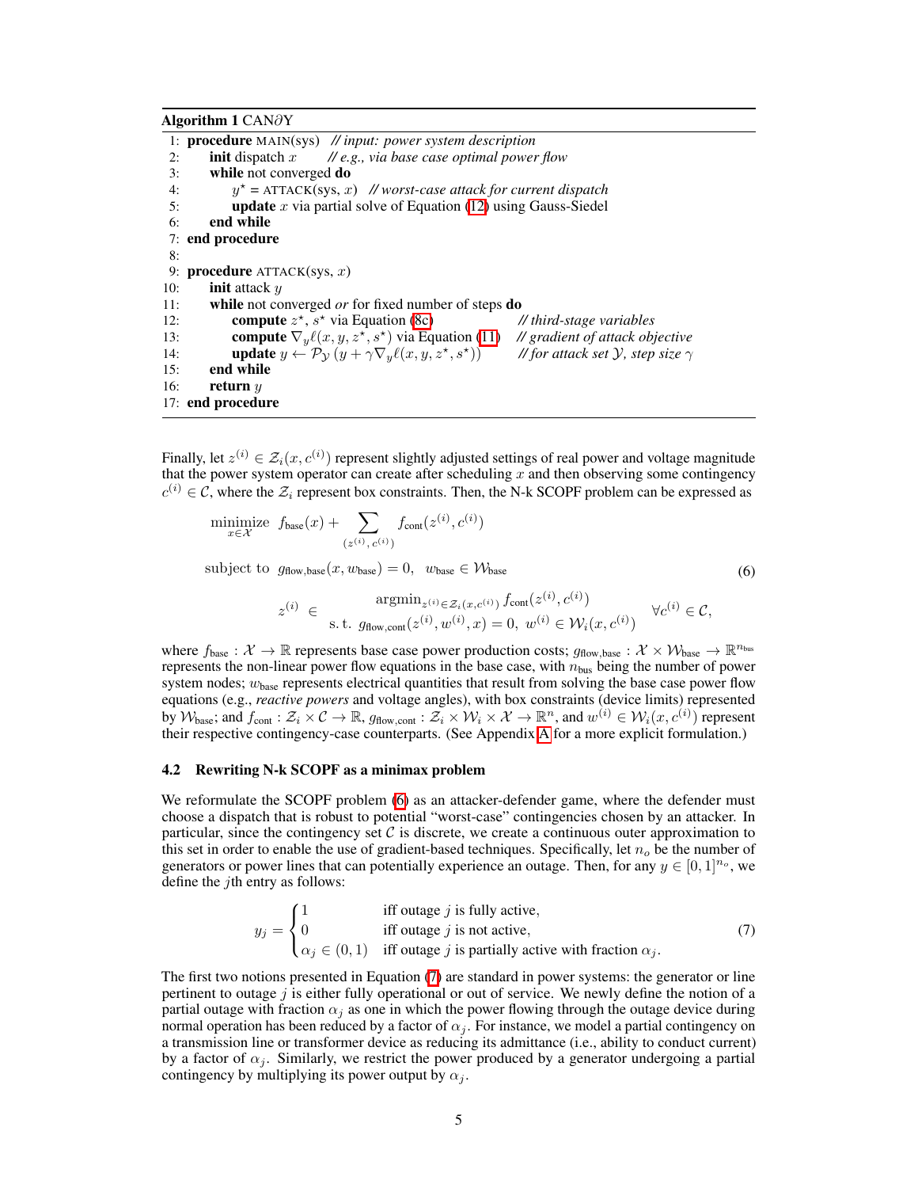**Algorithm 1** CAN∂Y

```
 1: procedure MAIN(sys)   // input: power system description
 2:     init dispatch x    // e.g., via base case optimal power flow
 3:     while not converged do
 4:         y* = ATTACK(sys, x)   // worst-case attack for current dispatch
 5:         update x via partial solve of Equation (12) using Gauss-Siedel
 6:     end while
 7: end procedure
 8:
 9: procedure ATTACK(sys, x)
10:     init attack y
11:     while not converged or for fixed number of steps do
12:         compute z*, s* via Equation (8c)                    // third-stage variables
13:         compute ∇_y ℓ(x, y, z*, s*) via Equation (11)       // gradient of attack objective
14:         update y ← P_Y (y + γ∇_y ℓ(x, y, z*, s*))           // for attack set Y, step size γ
15:     end while
16:     return y
17: end procedure
```

Finally, let $z^{(i)} \in \mathcal{Z}_i(x, c^{(i)})$ represent slightly adjusted settings of real power and voltage magnitude that the power system operator can create after scheduling $x$ and then observing some contingency $c^{(i)} \in \mathcal{C}$, where the $\mathcal{Z}_i$ represent box constraints. Then, the N-k SCOPF problem can be expressed as

$$
\begin{aligned}
\underset{x \in \mathcal{X}}{\text{minimize}} \quad & f_{\text{base}}(x) + \sum_{(z^{(i)},\, c^{(i)})} f_{\text{cont}}(z^{(i)}, c^{(i)}) \\
\text{subject to} \quad & g_{\text{flow,base}}(x, w_{\text{base}}) = 0, \quad w_{\text{base}} \in \mathcal{W}_{\text{base}} \\
& z^{(i)} \in \begin{array}{c} \operatorname{argmin}_{z^{(i)} \in \mathcal{Z}_i(x, c^{(i)})} f_{\text{cont}}(z^{(i)}, c^{(i)}) \\ \text{s.t. } g_{\text{flow,cont}}(z^{(i)}, w^{(i)}, x) = 0, \; w^{(i)} \in \mathcal{W}_i(x, c^{(i)}) \end{array} \quad \forall c^{(i)} \in \mathcal{C},
\end{aligned}
\tag{6}
$$

where $f_{\text{base}} : \mathcal{X} \to \mathbb{R}$ represents base case power production costs; $g_{\text{flow,base}} : \mathcal{X} \times \mathcal{W}_{\text{base}} \to \mathbb{R}^{n_{\text{bus}}}$ represents the non-linear power flow equations in the base case, with $n_{\text{bus}}$ being the number of power system nodes; $w_{\text{base}}$ represents electrical quantities that result from solving the base case power flow equations (e.g., *reactive powers* and voltage angles), with box constraints (device limits) represented by $\mathcal{W}_{\text{base}}$; and $f_{\text{cont}} : \mathcal{Z}_i \times \mathcal{C} \to \mathbb{R}$, $g_{\text{flow,cont}} : \mathcal{Z}_i \times \mathcal{W}_i \times \mathcal{X} \to \mathbb{R}^n$, and $w^{(i)} \in \mathcal{W}_i(x, c^{(i)})$ represent their respective contingency-case counterparts. (See Appendix A for a more explicit formulation.)

### 4.2 Rewriting N-k SCOPF as a minimax problem

We reformulate the SCOPF problem (6) as an attacker-defender game, where the defender must choose a dispatch that is robust to potential "worst-case" contingencies chosen by an attacker. In particular, since the contingency set $\mathcal{C}$ is discrete, we create a continuous outer approximation to this set in order to enable the use of gradient-based techniques. Specifically, let $n_o$ be the number of generators or power lines that can potentially experience an outage. Then, for any $y \in [0, 1]^{n_o}$, we define the $j$th entry as follows:

$$
y_j = \begin{cases} 1 & \text{iff outage } j \text{ is fully active,} \\ 0 & \text{iff outage } j \text{ is not active,} \\ \alpha_j \in (0, 1) & \text{iff outage } j \text{ is partially active with fraction } \alpha_j. \end{cases}
\tag{7}
$$

The first two notions presented in Equation (7) are standard in power systems: the generator or line pertinent to outage $j$ is either fully operational or out of service. We newly define the notion of a partial outage with fraction $\alpha_j$ as one in which the power flowing through the outage device during normal operation has been reduced by a factor of $\alpha_j$. For instance, we model a partial contingency on a transmission line or transformer device as reducing its admittance (i.e., ability to conduct current) by a factor of $\alpha_j$. Similarly, we restrict the power produced by a generator undergoing a partial contingency by multiplying its power output by $\alpha_j$.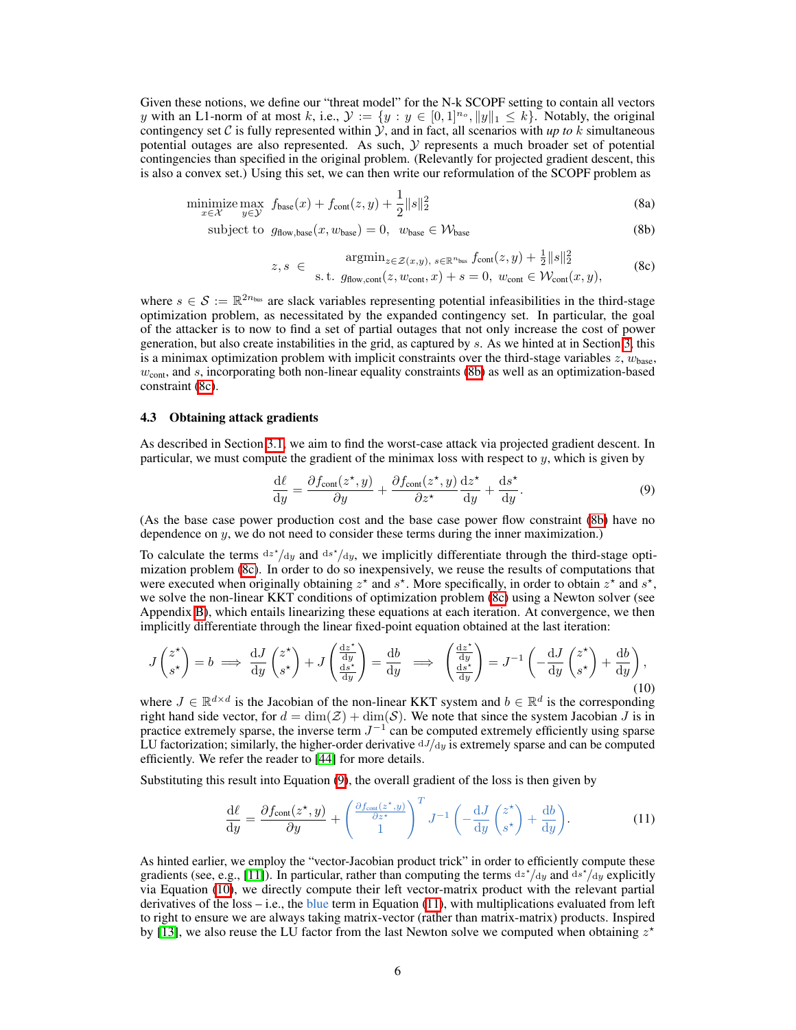Given these notions, we define our "threat model" for the N-k SCOPF setting to contain all vectors $y$ with an L1-norm of at most $k$, i.e., $\mathcal{Y} := \{y : y \in [0,1]^{n_o}, \|y\|_1 \le k\}$. Notably, the original contingency set $\mathcal{C}$ is fully represented within $\mathcal{Y}$, and in fact, all scenarios with *up to* $k$ simultaneous potential outages are also represented. As such, $\mathcal{Y}$ represents a much broader set of potential contingencies than specified in the original problem. (Relevantly for projected gradient descent, this is also a convex set.) Using this set, we can then write our reformulation of the SCOPF problem as

$$
\begin{aligned}
&\underset{x \in \mathcal{X}}{\text{minimize}} \max_{y \in \mathcal{Y}} \; f_{\text{base}}(x) + f_{\text{cont}}(z, y) + \frac{1}{2}\|s\|_2^2 && \text{(8a)}\\
&\text{subject to } \; g_{\text{flow,base}}(x, w_{\text{base}}) = 0, \quad w_{\text{base}} \in \mathcal{W}_{\text{base}} && \text{(8b)}\\
&\qquad z, s \in \begin{array}{c} \operatorname{argmin}_{z \in \mathcal{Z}(x,y),\, s \in \mathbb{R}^{n_{\text{bus}}}} f_{\text{cont}}(z, y) + \frac{1}{2}\|s\|_2^2 \\ \text{s.t. } \; g_{\text{flow,cont}}(z, w_{\text{cont}}, x) + s = 0, \;\; w_{\text{cont}} \in \mathcal{W}_{\text{cont}}(x, y), \end{array} && \text{(8c)}
\end{aligned}
$$

where $s \in \mathcal{S} := \mathbb{R}^{2n_{\text{bus}}}$ are slack variables representing potential infeasibilities in the third-stage optimization problem, as necessitated by the expanded contingency set. In particular, the goal of the attacker is to find a set of partial outages that not only increase the cost of power generation, but also create instabilities in the grid, as captured by $s$. As we hinted at in Section 3, this is a minimax optimization problem with implicit constraints over the third-stage variables $z$, $w_{\text{base}}$, $w_{\text{cont}}$, and $s$, incorporating both non-linear equality constraints (8b) as well as an optimization-based constraint (8c).

### 4.3 Obtaining attack gradients

As described in Section 3.1, we aim to find the worst-case attack via projected gradient descent. In particular, we must compute the gradient of the minimax loss with respect to $y$, which is given by

$$
\frac{\mathrm{d}\ell}{\mathrm{d}y} = \frac{\partial f_{\text{cont}}(z^\star, y)}{\partial y} + \frac{\partial f_{\text{cont}}(z^\star, y)}{\partial z^\star}\frac{\mathrm{d}z^\star}{\mathrm{d}y} + \frac{\mathrm{d}s^\star}{\mathrm{d}y}. \tag{9}
$$

(As the base case power production cost and the base case power flow constraint (8b) have no dependence on $y$, we do not need to consider these terms during the inner maximization.)

To calculate the terms ${}^{\mathrm{d}z^\star}/_{\mathrm{d}y}$ and ${}^{\mathrm{d}s^\star}/_{\mathrm{d}y}$, we implicitly differentiate through the third-stage optimization problem (8c). In order to do so inexpensively, we reuse the results of computations that were executed when originally obtaining $z^\star$ and $s^\star$. More specifically, in order to obtain $z^\star$ and $s^\star$, we solve the non-linear KKT conditions of optimization problem (8c) using a Newton solver (see Appendix B), which entails linearizing these equations at each iteration. At convergence, we then implicitly differentiate through the linear fixed-point equation obtained at the last iteration:

$$
J\begin{pmatrix} z^\star \\ s^\star \end{pmatrix} = b \implies \frac{\mathrm{d}J}{\mathrm{d}y}\begin{pmatrix} z^\star \\ s^\star \end{pmatrix} + J\begin{pmatrix} \frac{\mathrm{d}z^\star}{\mathrm{d}y} \\ \frac{\mathrm{d}s^\star}{\mathrm{d}y} \end{pmatrix} = \frac{\mathrm{d}b}{\mathrm{d}y} \implies \begin{pmatrix} \frac{\mathrm{d}z^\star}{\mathrm{d}y} \\ \frac{\mathrm{d}s^\star}{\mathrm{d}y} \end{pmatrix} = J^{-1}\left(-\frac{\mathrm{d}J}{\mathrm{d}y}\begin{pmatrix} z^\star \\ s^\star \end{pmatrix} + \frac{\mathrm{d}b}{\mathrm{d}y}\right), \tag{10}
$$

where $J \in \mathbb{R}^{d \times d}$ is the Jacobian of the non-linear KKT system and $b \in \mathbb{R}^d$ is the corresponding right hand side vector, for $d = \dim(\mathcal{Z}) + \dim(\mathcal{S})$. We note that since the system Jacobian $J$ is in practice extremely sparse, the inverse term $J^{-1}$ can be computed extremely efficiently using sparse LU factorization; similarly, the higher-order derivative ${}^{\mathrm{d}J}/_{\mathrm{d}y}$ is extremely sparse and can be computed efficiently. We refer the reader to [44] for more details.

Substituting this result into Equation (9), the overall gradient of the loss is then given by

$$
\frac{\mathrm{d}\ell}{\mathrm{d}y} = \frac{\partial f_{\text{cont}}(z^\star, y)}{\partial y} + \begin{pmatrix} \frac{\partial f_{\text{cont}}(z^\star, y)}{\partial z^\star} \\ 1 \end{pmatrix}^T J^{-1}\left(-\frac{\mathrm{d}J}{\mathrm{d}y}\begin{pmatrix} z^\star \\ s^\star \end{pmatrix} + \frac{\mathrm{d}b}{\mathrm{d}y}\right). \tag{11}
$$

As hinted earlier, we employ the "vector-Jacobian product trick" in order to efficiently compute these gradients (see, e.g., [11]). In particular, rather than computing the terms ${}^{\mathrm{d}z^\star}/_{\mathrm{d}y}$ and ${}^{\mathrm{d}s^\star}/_{\mathrm{d}y}$ explicitly via Equation (10), we directly compute their left vector-matrix product with the relevant partial derivatives of the loss – i.e., the blue term in Equation (11), with multiplications evaluated from left to right to ensure we are always taking matrix-vector (rather than matrix-matrix) products. Inspired by [13], we also reuse the LU factor from the last Newton solve we computed when obtaining $z^\star$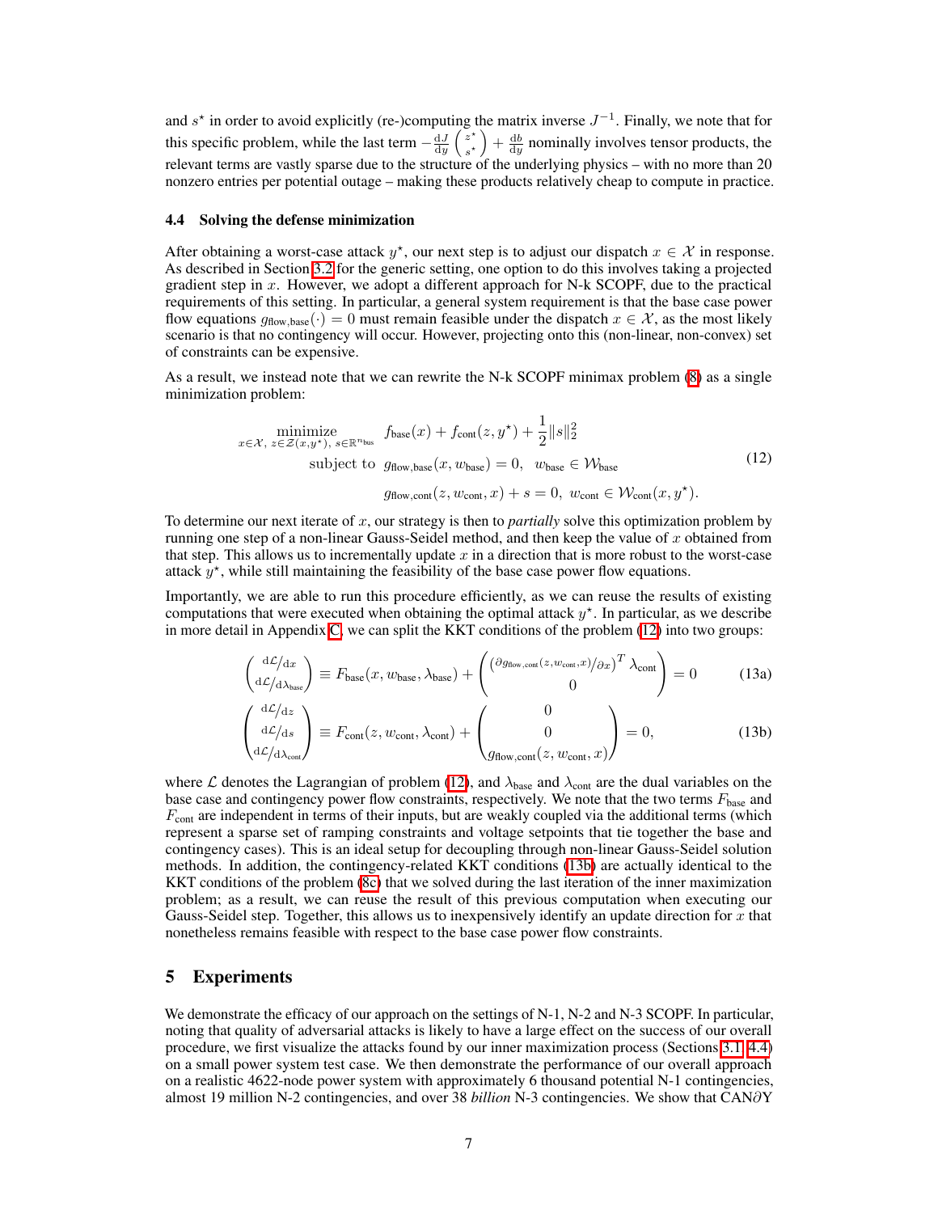and $s^\star$ in order to avoid explicitly (re-)computing the matrix inverse $J^{-1}$. Finally, we note that for this specific problem, while the last term $-\frac{\mathrm{d}J}{\mathrm{d}y}\begin{pmatrix} z^\star \\ s^\star \end{pmatrix} + \frac{\mathrm{d}b}{\mathrm{d}y}$ nominally involves tensor products, the relevant terms are vastly sparse due to the structure of the underlying physics – with no more than 20 nonzero entries per potential outage – making these products relatively cheap to compute in practice.

### 4.4 Solving the defense minimization

After obtaining a worst-case attack $y^\star$, our next step is to adjust our dispatch $x \in \mathcal{X}$ in response. As described in Section 3.2 for the generic setting, one option to do this involves taking a projected gradient step in $x$. However, we adopt a different approach for N-k SCOPF, due to the practical requirements of this setting. In particular, a general system requirement is that the base case power flow equations $g_{\text{flow,base}}(\cdot) = 0$ must remain feasible under the dispatch $x \in \mathcal{X}$, as the most likely scenario is that no contingency will occur. However, projecting onto this (non-linear, non-convex) set of constraints can be expensive.

As a result, we instead note that we can rewrite the N-k SCOPF minimax problem (8) as a single minimization problem:

$$
\begin{aligned}
\underset{x\in\mathcal{X},\ z\in\mathcal{Z}(x,y^\star),\ s\in\mathbb{R}^{n_{\text{bus}}}}{\text{minimize}} \quad & f_{\text{base}}(x) + f_{\text{cont}}(z, y^\star) + \frac{1}{2}\|s\|_2^2 \\
\text{subject to} \quad & g_{\text{flow,base}}(x, w_{\text{base}}) = 0, \quad w_{\text{base}} \in \mathcal{W}_{\text{base}} \\
& g_{\text{flow,cont}}(z, w_{\text{cont}}, x) + s = 0, \ \ w_{\text{cont}} \in \mathcal{W}_{\text{cont}}(x, y^\star).
\end{aligned}
\tag{12}
$$

To determine our next iterate of $x$, our strategy is then to *partially* solve this optimization problem by running one step of a non-linear Gauss-Seidel method, and then keep the value of $x$ obtained from that step. This allows us to incrementally update $x$ in a direction that is more robust to the worst-case attack $y^\star$, while still maintaining the feasibility of the base case power flow equations.

Importantly, we are able to run this procedure efficiently, as we can reuse the results of existing computations that were executed when obtaining the optimal attack $y^\star$. In particular, as we describe in more detail in Appendix C, we can split the KKT conditions of the problem (12) into two groups:

$$
\begin{pmatrix} \mathrm{d}\mathcal{L}/\mathrm{d}x \\ \mathrm{d}\mathcal{L}/\mathrm{d}\lambda_{\text{base}} \end{pmatrix} \equiv F_{\text{base}}(x, w_{\text{base}}, \lambda_{\text{base}}) + \begin{pmatrix} \left(\partial g_{\text{flow,cont}}(z, w_{\text{cont}}, x)/\partial x\right)^T \lambda_{\text{cont}} \\ 0 \end{pmatrix} = 0 \tag{13a}
$$

$$
\begin{pmatrix} \mathrm{d}\mathcal{L}/\mathrm{d}z \\ \mathrm{d}\mathcal{L}/\mathrm{d}s \\ \mathrm{d}\mathcal{L}/\mathrm{d}\lambda_{\text{cont}} \end{pmatrix} \equiv F_{\text{cont}}(z, w_{\text{cont}}, \lambda_{\text{cont}}) + \begin{pmatrix} 0 \\ 0 \\ g_{\text{flow,cont}}(z, w_{\text{cont}}, x) \end{pmatrix} = 0, \tag{13b}
$$

where $\mathcal{L}$ denotes the Lagrangian of problem (12), and $\lambda_{\text{base}}$ and $\lambda_{\text{cont}}$ are the dual variables on the base case and contingency power flow constraints, respectively. We note that the two terms $F_{\text{base}}$ and $F_{\text{cont}}$ are independent in terms of their inputs, but are weakly coupled via the additional terms (which represent a sparse set of ramping constraints and voltage setpoints that tie together the base and contingency cases). This is an ideal setup for decoupling through non-linear Gauss-Seidel solution methods. In addition, the contingency-related KKT conditions (13b) are actually identical to the KKT conditions of the problem (8c) that we solved during the last iteration of the inner maximization problem; as a result, we can reuse the result of this previous computation when executing our Gauss-Seidel step. Together, this allows us to inexpensively identify an update direction for $x$ that nonetheless remains feasible with respect to the base case power flow constraints.

## 5 Experiments

We demonstrate the efficacy of our approach on the settings of N-1, N-2 and N-3 SCOPF. In particular, noting that quality of adversarial attacks is likely to have a large effect on the success of our overall procedure, we first visualize the attacks found by our inner maximization process (Sections 3.1, 4.4) on a small power system test case. We then demonstrate the performance of our overall approach on a realistic 4622-node power system with approximately 6 thousand potential N-1 contingencies, almost 19 million N-2 contingencies, and over 38 *billion* N-3 contingencies. We show that CAN$\partial$Y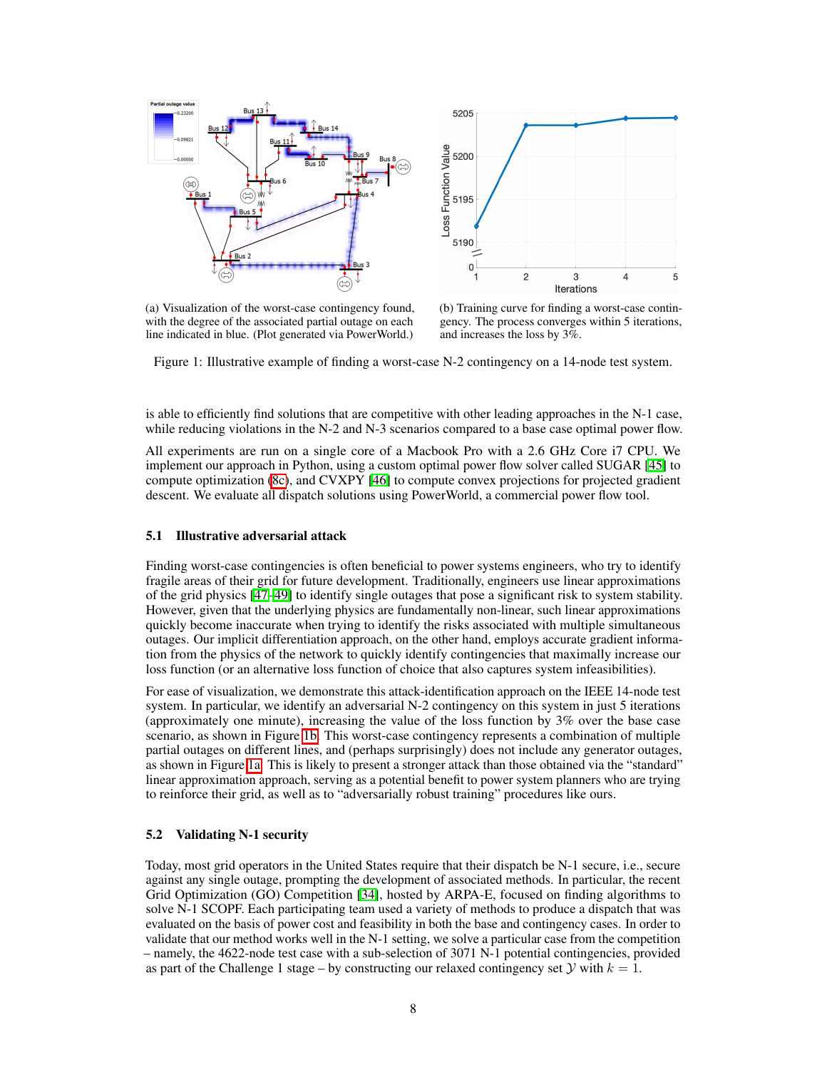(a) Visualization of the worst-case contingency found, with the degree of the associated partial outage on each line indicated in blue. (Plot generated via PowerWorld.)

(b) Training curve for finding a worst-case contingency. The process converges within 5 iterations, and increases the loss by 3%.

Figure 1: Illustrative example of finding a worst-case N-2 contingency on a 14-node test system.

is able to efficiently find solutions that are competitive with other leading approaches in the N-1 case, while reducing violations in the N-2 and N-3 scenarios compared to a base case optimal power flow.

All experiments are run on a single core of a Macbook Pro with a 2.6 GHz Core i7 CPU. We implement our approach in Python, using a custom optimal power flow solver called SUGAR [45] to compute optimization (8c), and CVXPY [46] to compute convex projections for projected gradient descent. We evaluate all dispatch solutions using PowerWorld, a commercial power flow tool.

### 5.1 Illustrative adversarial attack

Finding worst-case contingencies is often beneficial to power systems engineers, who try to identify fragile areas of their grid for future development. Traditionally, engineers use linear approximations of the grid physics [47–49] to identify single outages that pose a significant risk to system stability. However, given that the underlying physics are fundamentally non-linear, such linear approximations quickly become inaccurate when trying to identify the risks associated with multiple simultaneous outages. Our implicit differentiation approach, on the other hand, employs accurate gradient information from the physics of the network to quickly identify contingencies that maximally increase our loss function (or an alternative loss function of choice that also captures system infeasibilities).

For ease of visualization, we demonstrate this attack-identification approach on the IEEE 14-node test system. In particular, we identify an adversarial N-2 contingency on this system in just 5 iterations (approximately one minute), increasing the value of the loss function by 3% over the base case scenario, as shown in Figure 1b. This worst-case contingency represents a combination of multiple partial outages on different lines, and (perhaps surprisingly) does not include any generator outages, as shown in Figure 1a. This is likely to present a stronger attack than those obtained via the "standard" linear approximation approach, serving as a potential benefit to power system planners who are trying to reinforce their grid, as well as to "adversarially robust training" procedures like ours.

### 5.2 Validating N-1 security

Today, most grid operators in the United States require that their dispatch be N-1 secure, i.e., secure against any single outage, prompting the development of associated methods. In particular, the recent Grid Optimization (GO) Competition [34], hosted by ARPA-E, focused on finding algorithms to solve N-1 SCOPF. Each participating team used a variety of methods to produce a dispatch that was evaluated on the basis of power cost and feasibility in both the base and contingency cases. In order to validate that our method works well in the N-1 setting, we solve a particular case from the competition – namely, the 4622-node test case with a sub-selection of 3071 N-1 potential contingencies, provided as part of the Challenge 1 stage – by constructing our relaxed contingency set $\mathcal{Y}$ with $k = 1$.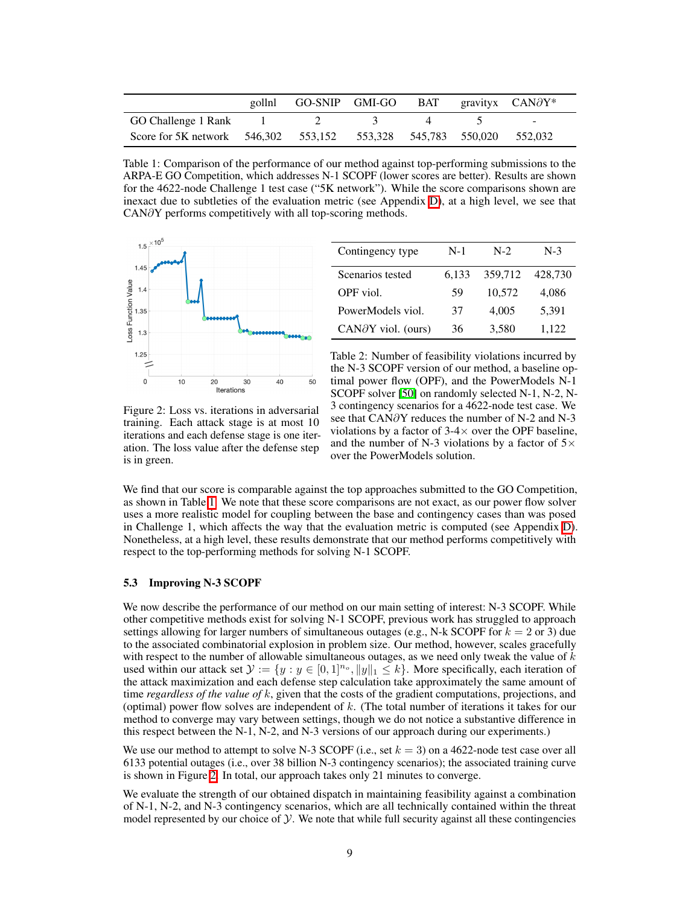|  | gollnl | GO-SNIP | GMI-GO | BAT | gravityx | CAN∂Y* |
|---|---|---|---|---|---|---|
| GO Challenge 1 Rank | 1 | 2 | 3 | 4 | 5 | - |
| Score for 5K network | 546,302 | 553,152 | 553,328 | 545,783 | 550,020 | 552,032 |

Table 1: Comparison of the performance of our method against top-performing submissions to the ARPA-E GO Competition, which addresses N-1 SCOPF (lower scores are better). Results are shown for the 4622-node Challenge 1 test case ("5K network"). While the score comparisons shown are inexact due to subtleties of the evaluation metric (see Appendix D), at a high level, we see that CAN∂Y performs competitively with all top-scoring methods.

Figure 2: Loss vs. iterations in adversarial training. Each attack stage is at most 10 iterations and each defense stage is one iteration. The loss value after the defense step is in green.

| Contingency type | N-1 | N-2 | N-3 |
|---|---|---|---|
| Scenarios tested | 6,133 | 359,712 | 428,730 |
| OPF viol. | 59 | 10,572 | 4,086 |
| PowerModels viol. | 37 | 4,005 | 5,391 |
| CAN∂Y viol. (ours) | 36 | 3,580 | 1,122 |

Table 2: Number of feasibility violations incurred by the N-3 SCOPF version of our method, a baseline optimal power flow (OPF), and the PowerModels N-1 SCOPF solver [50] on randomly selected N-1, N-2, N-3 contingency scenarios for a 4622-node test case. We see that CAN∂Y reduces the number of N-2 and N-3 violations by a factor of 3-4× over the OPF baseline, and the number of N-3 violations by a factor of 5× over the PowerModels solution.

We find that our score is comparable against the top approaches submitted to the GO Competition, as shown in Table 1. We note that these score comparisons are not exact, as our power flow solver uses a more realistic model for coupling between the base and contingency cases than was posed in Challenge 1, which affects the way that the evaluation metric is computed (see Appendix D). Nonetheless, at a high level, these results demonstrate that our method performs competitively with respect to the top-performing methods for solving N-1 SCOPF.

### 5.3 Improving N-3 SCOPF

We now describe the performance of our method on our main setting of interest: N-3 SCOPF. While other competitive methods exist for solving N-1 SCOPF, previous work has struggled to approach settings allowing for larger numbers of simultaneous outages (e.g., N-k SCOPF for $k = 2$ or 3) due to the associated combinatorial explosion in problem size. Our method, however, scales gracefully with respect to the number of allowable simultaneous outages, as we need only tweak the value of $k$ used within our attack set $\mathcal{Y} := \{y : y \in [0, 1]^{n_o}, \|y\|_1 \leq k\}$. More specifically, each iteration of the attack maximization and each defense step calculation take approximately the same amount of time *regardless of the value of* $k$, given that the costs of the gradient computations, projections, and (optimal) power flow solves are independent of $k$. (The total number of iterations it takes for our method to converge may vary between settings, though we do not notice a substantive difference in this respect between the N-1, N-2, and N-3 versions of our approach during our experiments.)

We use our method to attempt to solve N-3 SCOPF (i.e., set $k = 3$) on a 4622-node test case over all 6133 potential outages (i.e., over 38 billion N-3 contingency scenarios); the associated training curve is shown in Figure 2. In total, our approach takes only 21 minutes to converge.

We evaluate the strength of our obtained dispatch in maintaining feasibility against a combination of N-1, N-2, and N-3 contingency scenarios, which are all technically contained within the threat model represented by our choice of $\mathcal{Y}$. We note that while full security against all these contingencies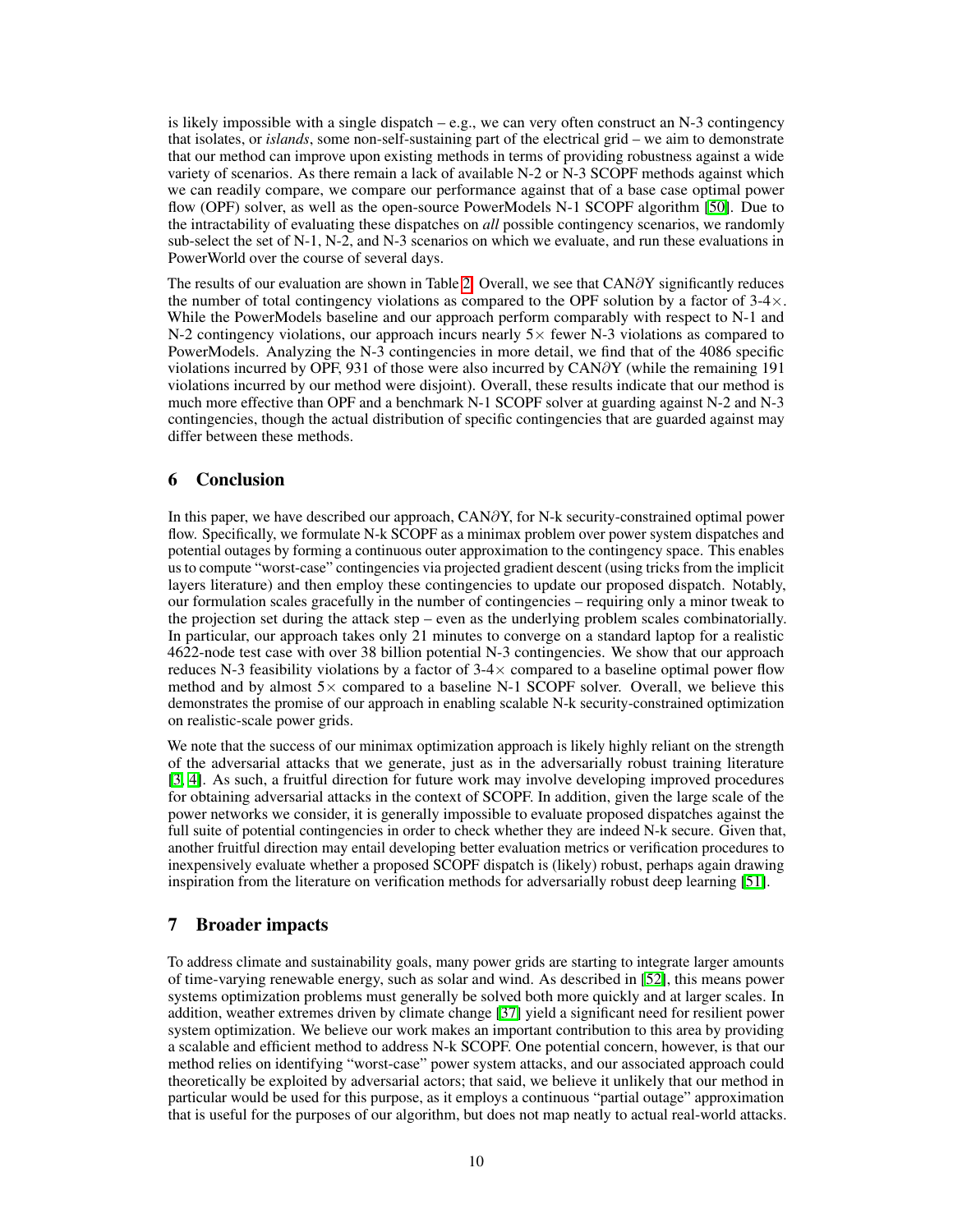is likely impossible with a single dispatch – e.g., we can very often construct an N-3 contingency that isolates, or *islands*, some non-self-sustaining part of the electrical grid – we aim to demonstrate that our method can improve upon existing methods in terms of providing robustness against a wide variety of scenarios. As there remain a lack of available N-2 or N-3 SCOPF methods against which we can readily compare, we compare our performance against that of a base case optimal power flow (OPF) solver, as well as the open-source PowerModels N-1 SCOPF algorithm [50]. Due to the intractability of evaluating these dispatches on *all* possible contingency scenarios, we randomly sub-select the set of N-1, N-2, and N-3 scenarios on which we evaluate, and run these evaluations in PowerWorld over the course of several days.

The results of our evaluation are shown in Table 2. Overall, we see that CAN∂Y significantly reduces the number of total contingency violations as compared to the OPF solution by a factor of 3-4×. While the PowerModels baseline and our approach perform comparably with respect to N-1 and N-2 contingency violations, our approach incurs nearly 5× fewer N-3 violations as compared to PowerModels. Analyzing the N-3 contingencies in more detail, we find that of the 4086 specific violations incurred by OPF, 931 of those were also incurred by CAN∂Y (while the remaining 191 violations incurred by our method were disjoint). Overall, these results indicate that our method is much more effective than OPF and a benchmark N-1 SCOPF solver at guarding against N-2 and N-3 contingencies, though the actual distribution of specific contingencies that are guarded against may differ between these methods.

## 6 Conclusion

In this paper, we have described our approach, CAN∂Y, for N-k security-constrained optimal power flow. Specifically, we formulate N-k SCOPF as a minimax problem over power system dispatches and potential outages by forming a continuous outer approximation to the contingency space. This enables us to compute "worst-case" contingencies via projected gradient descent (using tricks from the implicit layers literature) and then employ these contingencies to update our proposed dispatch. Notably, our formulation scales gracefully in the number of contingencies – requiring only a minor tweak to the projection set during the attack step – even as the underlying problem scales combinatorially. In particular, our approach takes only 21 minutes to converge on a standard laptop for a realistic 4622-node test case with over 38 billion potential N-3 contingencies. We show that our approach reduces N-3 feasibility violations by a factor of 3-4× compared to a baseline optimal power flow method and by almost 5× compared to a baseline N-1 SCOPF solver. Overall, we believe this demonstrates the promise of our approach in enabling scalable N-k security-constrained optimization on realistic-scale power grids.

We note that the success of our minimax optimization approach is likely highly reliant on the strength of the adversarial attacks that we generate, just as in the adversarially robust training literature [3, 4]. As such, a fruitful direction for future work may involve developing improved procedures for obtaining adversarial attacks in the context of SCOPF. In addition, given the large scale of the power networks we consider, it is generally impossible to evaluate proposed dispatches against the full suite of potential contingencies in order to check whether they are indeed N-k secure. Given that, another fruitful direction may entail developing better evaluation metrics or verification procedures to inexpensively evaluate whether a proposed SCOPF dispatch is (likely) robust, perhaps again drawing inspiration from the literature on verification methods for adversarially robust deep learning [51].

## 7 Broader impacts

To address climate and sustainability goals, many power grids are starting to integrate larger amounts of time-varying renewable energy, such as solar and wind. As described in [52], this means power systems optimization problems must generally be solved both more quickly and at larger scales. In addition, weather extremes driven by climate change [37] yield a significant need for resilient power system optimization. We believe our work makes an important contribution to this area by providing a scalable and efficient method to address N-k SCOPF. One potential concern, however, is that our method relies on identifying "worst-case" power system attacks, and our associated approach could theoretically be exploited by adversarial actors; that said, we believe it unlikely that our method in particular would be used for this purpose, as it employs a continuous "partial outage" approximation that is useful for the purposes of our algorithm, but does not map neatly to actual real-world attacks.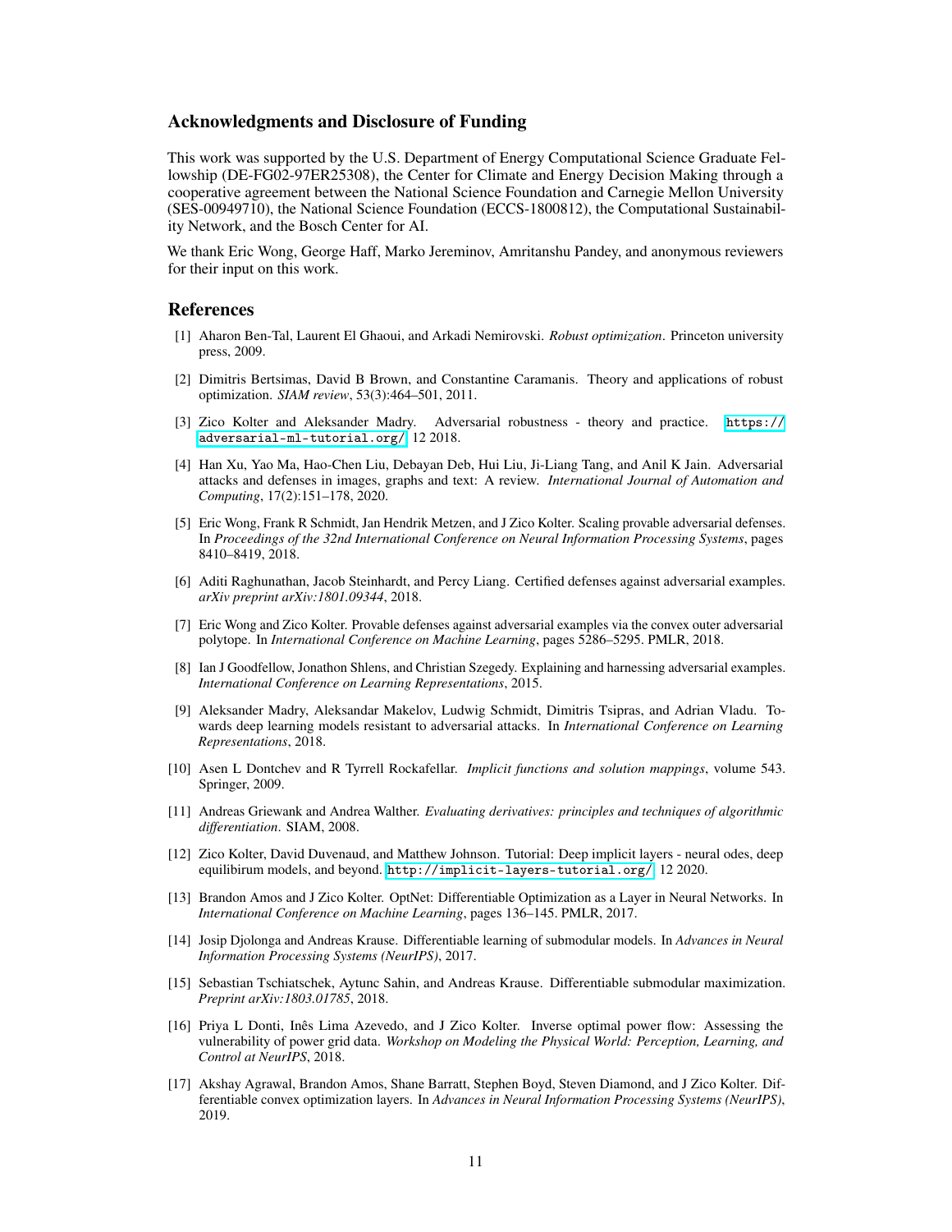## Acknowledgments and Disclosure of Funding

This work was supported by the U.S. Department of Energy Computational Science Graduate Fellowship (DE-FG02-97ER25308), the Center for Climate and Energy Decision Making through a cooperative agreement between the National Science Foundation and Carnegie Mellon University (SES-00949710), the National Science Foundation (ECCS-1800812), the Computational Sustainability Network, and the Bosch Center for AI.

We thank Eric Wong, George Haff, Marko Jereminov, Amritanshu Pandey, and anonymous reviewers for their input on this work.

## References

[1] Aharon Ben-Tal, Laurent El Ghaoui, and Arkadi Nemirovski. *Robust optimization*. Princeton university press, 2009.

[2] Dimitris Bertsimas, David B Brown, and Constantine Caramanis. Theory and applications of robust optimization. *SIAM review*, 53(3):464–501, 2011.

[3] Zico Kolter and Aleksander Madry. Adversarial robustness - theory and practice. https://adversarial-ml-tutorial.org/, 12 2018.

[4] Han Xu, Yao Ma, Hao-Chen Liu, Debayan Deb, Hui Liu, Ji-Liang Tang, and Anil K Jain. Adversarial attacks and defenses in images, graphs and text: A review. *International Journal of Automation and Computing*, 17(2):151–178, 2020.

[5] Eric Wong, Frank R Schmidt, Jan Hendrik Metzen, and J Zico Kolter. Scaling provable adversarial defenses. In *Proceedings of the 32nd International Conference on Neural Information Processing Systems*, pages 8410–8419, 2018.

[6] Aditi Raghunathan, Jacob Steinhardt, and Percy Liang. Certified defenses against adversarial examples. *arXiv preprint arXiv:1801.09344*, 2018.

[7] Eric Wong and Zico Kolter. Provable defenses against adversarial examples via the convex outer adversarial polytope. In *International Conference on Machine Learning*, pages 5286–5295. PMLR, 2018.

[8] Ian J Goodfellow, Jonathon Shlens, and Christian Szegedy. Explaining and harnessing adversarial examples. *International Conference on Learning Representations*, 2015.

[9] Aleksander Madry, Aleksandar Makelov, Ludwig Schmidt, Dimitris Tsipras, and Adrian Vladu. Towards deep learning models resistant to adversarial attacks. In *International Conference on Learning Representations*, 2018.

[10] Asen L Dontchev and R Tyrrell Rockafellar. *Implicit functions and solution mappings*, volume 543. Springer, 2009.

[11] Andreas Griewank and Andrea Walther. *Evaluating derivatives: principles and techniques of algorithmic differentiation*. SIAM, 2008.

[12] Zico Kolter, David Duvenaud, and Matthew Johnson. Tutorial: Deep implicit layers - neural odes, deep equilibirum models, and beyond. http://implicit-layers-tutorial.org/, 12 2020.

[13] Brandon Amos and J Zico Kolter. OptNet: Differentiable Optimization as a Layer in Neural Networks. In *International Conference on Machine Learning*, pages 136–145. PMLR, 2017.

[14] Josip Djolonga and Andreas Krause. Differentiable learning of submodular models. In *Advances in Neural Information Processing Systems (NeurIPS)*, 2017.

[15] Sebastian Tschiatschek, Aytunc Sahin, and Andreas Krause. Differentiable submodular maximization. *Preprint arXiv:1803.01785*, 2018.

[16] Priya L Donti, Inês Lima Azevedo, and J Zico Kolter. Inverse optimal power flow: Assessing the vulnerability of power grid data. *Workshop on Modeling the Physical World: Perception, Learning, and Control at NeurIPS*, 2018.

[17] Akshay Agrawal, Brandon Amos, Shane Barratt, Stephen Boyd, Steven Diamond, and J Zico Kolter. Differentiable convex optimization layers. In *Advances in Neural Information Processing Systems (NeurIPS)*, 2019.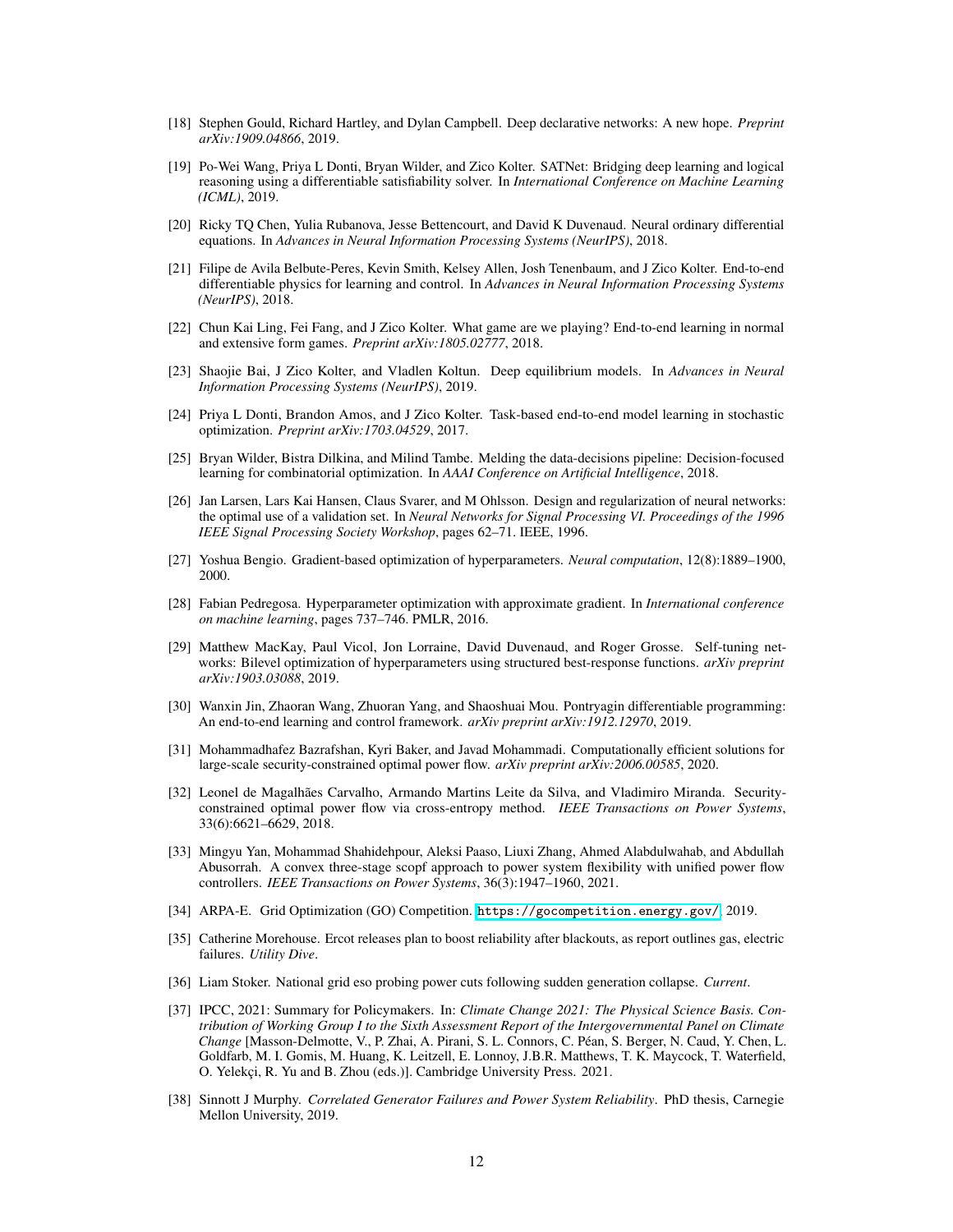[18] Stephen Gould, Richard Hartley, and Dylan Campbell. Deep declarative networks: A new hope. *Preprint arXiv:1909.04866*, 2019.

[19] Po-Wei Wang, Priya L Donti, Bryan Wilder, and Zico Kolter. SATNet: Bridging deep learning and logical reasoning using a differentiable satisfiability solver. In *International Conference on Machine Learning (ICML)*, 2019.

[20] Ricky TQ Chen, Yulia Rubanova, Jesse Bettencourt, and David K Duvenaud. Neural ordinary differential equations. In *Advances in Neural Information Processing Systems (NeurIPS)*, 2018.

[21] Filipe de Avila Belbute-Peres, Kevin Smith, Kelsey Allen, Josh Tenenbaum, and J Zico Kolter. End-to-end differentiable physics for learning and control. In *Advances in Neural Information Processing Systems (NeurIPS)*, 2018.

[22] Chun Kai Ling, Fei Fang, and J Zico Kolter. What game are we playing? End-to-end learning in normal and extensive form games. *Preprint arXiv:1805.02777*, 2018.

[23] Shaojie Bai, J Zico Kolter, and Vladlen Koltun. Deep equilibrium models. In *Advances in Neural Information Processing Systems (NeurIPS)*, 2019.

[24] Priya L Donti, Brandon Amos, and J Zico Kolter. Task-based end-to-end model learning in stochastic optimization. *Preprint arXiv:1703.04529*, 2017.

[25] Bryan Wilder, Bistra Dilkina, and Milind Tambe. Melding the data-decisions pipeline: Decision-focused learning for combinatorial optimization. In *AAAI Conference on Artificial Intelligence*, 2018.

[26] Jan Larsen, Lars Kai Hansen, Claus Svarer, and M Ohlsson. Design and regularization of neural networks: the optimal use of a validation set. In *Neural Networks for Signal Processing VI. Proceedings of the 1996 IEEE Signal Processing Society Workshop*, pages 62–71. IEEE, 1996.

[27] Yoshua Bengio. Gradient-based optimization of hyperparameters. *Neural computation*, 12(8):1889–1900, 2000.

[28] Fabian Pedregosa. Hyperparameter optimization with approximate gradient. In *International conference on machine learning*, pages 737–746. PMLR, 2016.

[29] Matthew MacKay, Paul Vicol, Jon Lorraine, David Duvenaud, and Roger Grosse. Self-tuning networks: Bilevel optimization of hyperparameters using structured best-response functions. *arXiv preprint arXiv:1903.03088*, 2019.

[30] Wanxin Jin, Zhaoran Wang, Zhuoran Yang, and Shaoshuai Mou. Pontryagin differentiable programming: An end-to-end learning and control framework. *arXiv preprint arXiv:1912.12970*, 2019.

[31] Mohammadhafez Bazrafshan, Kyri Baker, and Javad Mohammadi. Computationally efficient solutions for large-scale security-constrained optimal power flow. *arXiv preprint arXiv:2006.00585*, 2020.

[32] Leonel de Magalhães Carvalho, Armando Martins Leite da Silva, and Vladimiro Miranda. Security-constrained optimal power flow via cross-entropy method. *IEEE Transactions on Power Systems*, 33(6):6621–6629, 2018.

[33] Mingyu Yan, Mohammad Shahidehpour, Aleksi Paaso, Liuxi Zhang, Ahmed Alabdulwahab, and Abdullah Abusorrah. A convex three-stage scopf approach to power system flexibility with unified power flow controllers. *IEEE Transactions on Power Systems*, 36(3):1947–1960, 2021.

[34] ARPA-E. Grid Optimization (GO) Competition. `https://gocompetition.energy.gov/`, 2019.

[35] Catherine Morehouse. Ercot releases plan to boost reliability after blackouts, as report outlines gas, electric failures. *Utility Dive*.

[36] Liam Stoker. National grid eso probing power cuts following sudden generation collapse. *Current*.

[37] IPCC, 2021: Summary for Policymakers. In: *Climate Change 2021: The Physical Science Basis. Contribution of Working Group I to the Sixth Assessment Report of the Intergovernmental Panel on Climate Change* [Masson-Delmotte, V., P. Zhai, A. Pirani, S. L. Connors, C. Péan, S. Berger, N. Caud, Y. Chen, L. Goldfarb, M. I. Gomis, M. Huang, K. Leitzell, E. Lonnoy, J.B.R. Matthews, T. K. Maycock, T. Waterfield, O. Yelekçi, R. Yu and B. Zhou (eds.)]. Cambridge University Press. 2021.

[38] Sinnott J Murphy. *Correlated Generator Failures and Power System Reliability*. PhD thesis, Carnegie Mellon University, 2019.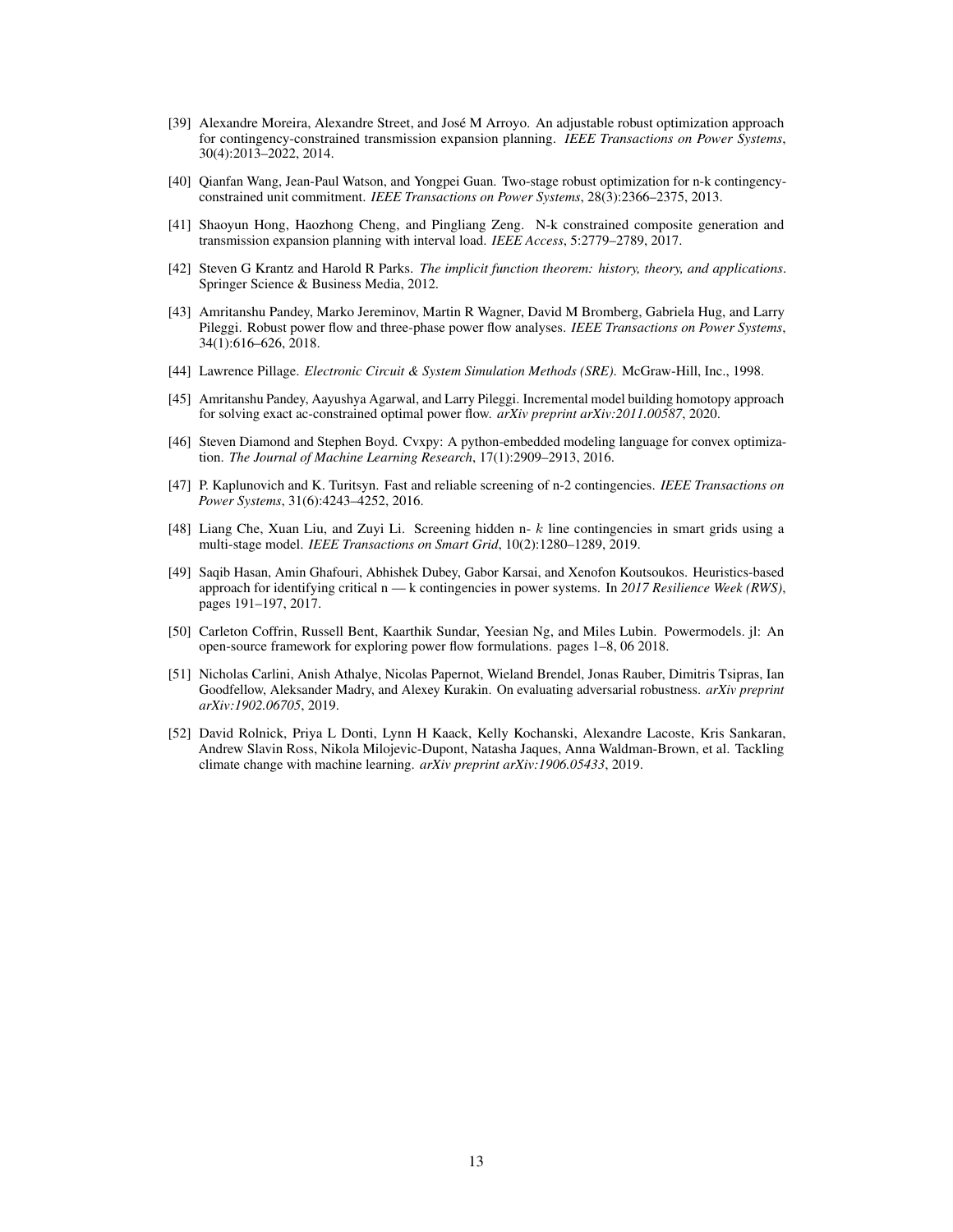[39] Alexandre Moreira, Alexandre Street, and José M Arroyo. An adjustable robust optimization approach for contingency-constrained transmission expansion planning. *IEEE Transactions on Power Systems*, 30(4):2013–2022, 2014.

[40] Qianfan Wang, Jean-Paul Watson, and Yongpei Guan. Two-stage robust optimization for n-k contingency-constrained unit commitment. *IEEE Transactions on Power Systems*, 28(3):2366–2375, 2013.

[41] Shaoyun Hong, Haozhong Cheng, and Pingliang Zeng. N-k constrained composite generation and transmission expansion planning with interval load. *IEEE Access*, 5:2779–2789, 2017.

[42] Steven G Krantz and Harold R Parks. *The implicit function theorem: history, theory, and applications*. Springer Science & Business Media, 2012.

[43] Amritanshu Pandey, Marko Jereminov, Martin R Wagner, David M Bromberg, Gabriela Hug, and Larry Pileggi. Robust power flow and three-phase power flow analyses. *IEEE Transactions on Power Systems*, 34(1):616–626, 2018.

[44] Lawrence Pillage. *Electronic Circuit & System Simulation Methods (SRE)*. McGraw-Hill, Inc., 1998.

[45] Amritanshu Pandey, Aayushya Agarwal, and Larry Pileggi. Incremental model building homotopy approach for solving exact ac-constrained optimal power flow. *arXiv preprint arXiv:2011.00587*, 2020.

[46] Steven Diamond and Stephen Boyd. Cvxpy: A python-embedded modeling language for convex optimization. *The Journal of Machine Learning Research*, 17(1):2909–2913, 2016.

[47] P. Kaplunovich and K. Turitsyn. Fast and reliable screening of n-2 contingencies. *IEEE Transactions on Power Systems*, 31(6):4243–4252, 2016.

[48] Liang Che, Xuan Liu, and Zuyi Li. Screening hidden n- $k$ line contingencies in smart grids using a multi-stage model. *IEEE Transactions on Smart Grid*, 10(2):1280–1289, 2019.

[49] Saqib Hasan, Amin Ghafouri, Abhishek Dubey, Gabor Karsai, and Xenofon Koutsoukos. Heuristics-based approach for identifying critical n — k contingencies in power systems. In *2017 Resilience Week (RWS)*, pages 191–197, 2017.

[50] Carleton Coffrin, Russell Bent, Kaarthik Sundar, Yeesian Ng, and Miles Lubin. Powermodels. jl: An open-source framework for exploring power flow formulations. pages 1–8, 06 2018.

[51] Nicholas Carlini, Anish Athalye, Nicolas Papernot, Wieland Brendel, Jonas Rauber, Dimitris Tsipras, Ian Goodfellow, Aleksander Madry, and Alexey Kurakin. On evaluating adversarial robustness. *arXiv preprint arXiv:1902.06705*, 2019.

[52] David Rolnick, Priya L Donti, Lynn H Kaack, Kelly Kochanski, Alexandre Lacoste, Kris Sankaran, Andrew Slavin Ross, Nikola Milojevic-Dupont, Natasha Jaques, Anna Waldman-Brown, et al. Tackling climate change with machine learning. *arXiv preprint arXiv:1906.05433*, 2019.